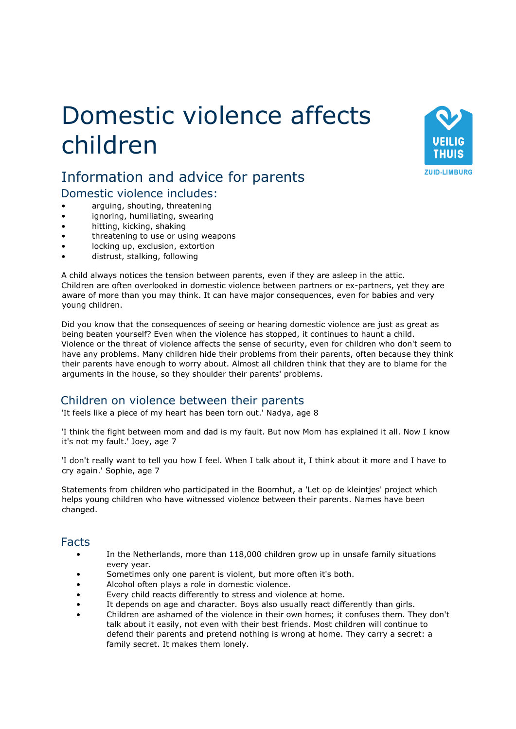# Domestic violence affects children

VEILIG THUIS ZUID-LIMBURG

## Information and advice for parents

### Domestic violence includes:

- arguing, shouting, threatening
- ignoring, humiliating, swearing
- hitting, kicking, shaking
- threatening to use or using weapons
- locking up, exclusion, extortion
- distrust, stalking, following

A child always notices the tension between parents, even if they are asleep in the attic. Children are often overlooked in domestic violence between partners or ex-partners, yet they are aware of more than you may think. It can have major consequences, even for babies and very young children.

Did you know that the consequences of seeing or hearing domestic violence are just as great as being beaten yourself? Even when the violence has stopped, it continues to haunt a child. Violence or the threat of violence affects the sense of security, even for children who don't seem to have any problems. Many children hide their problems from their parents, often because they think their parents have enough to worry about. Almost all children think that they are to blame for the arguments in the house, so they shoulder their parents' problems.

## Children on violence between their parents

'It feels like a piece of my heart has been torn out.' Nadya, age 8

'I think the fight between mom and dad is my fault. But now Mom has explained it all. Now I know it's not my fault.' Joey, age 7

'I don't really want to tell you how I feel. When I talk about it, I think about it more and I have to cry again.' Sophie, age 7

Statements from children who participated in the Boomhut, a 'Let op de kleintjes' project which helps young children who have witnessed violence between their parents. Names have been changed.

## Facts

- In the Netherlands, more than 118,000 children grow up in unsafe family situations every year.
- Sometimes only one parent is violent, but more often it's both.
- Alcohol often plays a role in domestic violence.
- Every child reacts differently to stress and violence at home.
- It depends on age and character. Boys also usually react differently than girls.
- Children are ashamed of the violence in their own homes; it confuses them. They don't talk about it easily, not even with their best friends. Most children will continue to defend their parents and pretend nothing is wrong at home. They carry a secret: a family secret. It makes them lonely.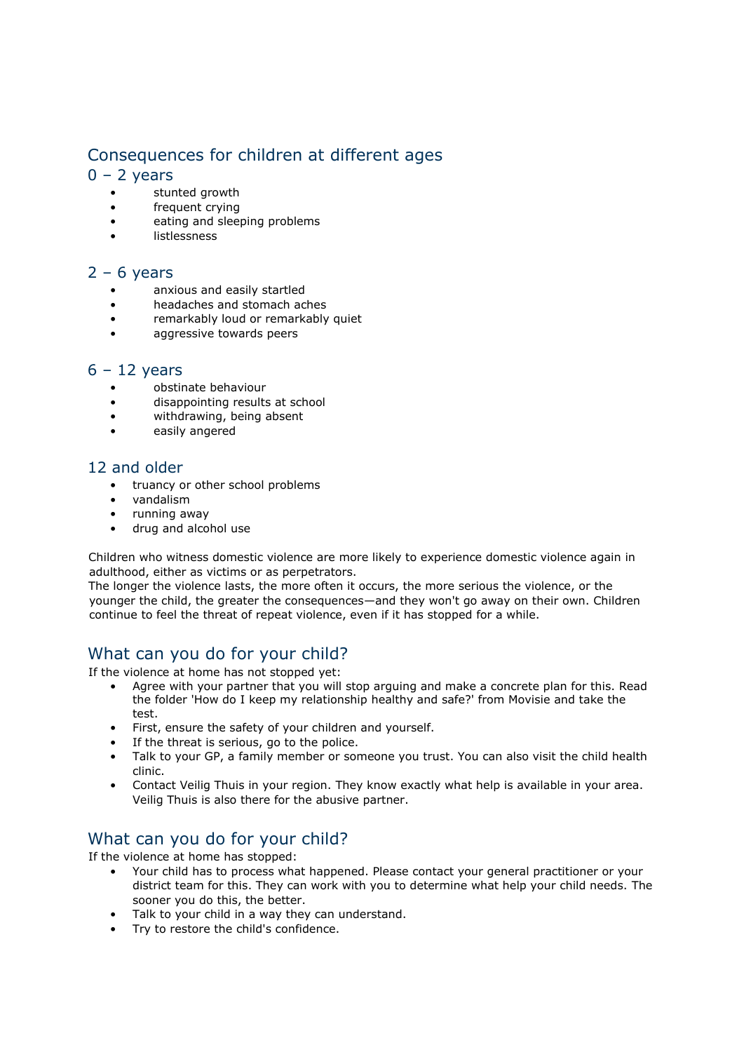## Consequences for children at different ages

### 0 – 2 years

- stunted growth
- frequent crying
- eating and sleeping problems
- listlessness

### 2 – 6 years

- anxious and easily startled
- headaches and stomach aches
- remarkably loud or remarkably quiet
- aggressive towards peers

### 6 – 12 years

- obstinate behaviour
- disappointing results at school
- withdrawing, being absent
- easily angered

### 12 and older

- truancy or other school problems
- vandalism
- running away
- drug and alcohol use

Children who witness domestic violence are more likely to experience domestic violence again in adulthood, either as victims or as perpetrators.
The longer the violence lasts, the more often it occurs, the more serious the violence, or the younger the child, the greater the consequences—and they won't go away on their own. Children continue to feel the threat of repeat violence, even if it has stopped for a while.

## What can you do for your child?

If the violence at home has not stopped yet:

- Agree with your partner that you will stop arguing and make a concrete plan for this. Read the folder 'How do I keep my relationship healthy and safe?' from Movisie and take the test.
- First, ensure the safety of your children and yourself.
- If the threat is serious, go to the police.
- Talk to your GP, a family member or someone you trust. You can also visit the child health clinic.
- Contact Veilig Thuis in your region. They know exactly what help is available in your area. Veilig Thuis is also there for the abusive partner.

## What can you do for your child?

If the violence at home has stopped:

- Your child has to process what happened. Please contact your general practitioner or your district team for this. They can work with you to determine what help your child needs. The sooner you do this, the better.
- Talk to your child in a way they can understand.
- Try to restore the child's confidence.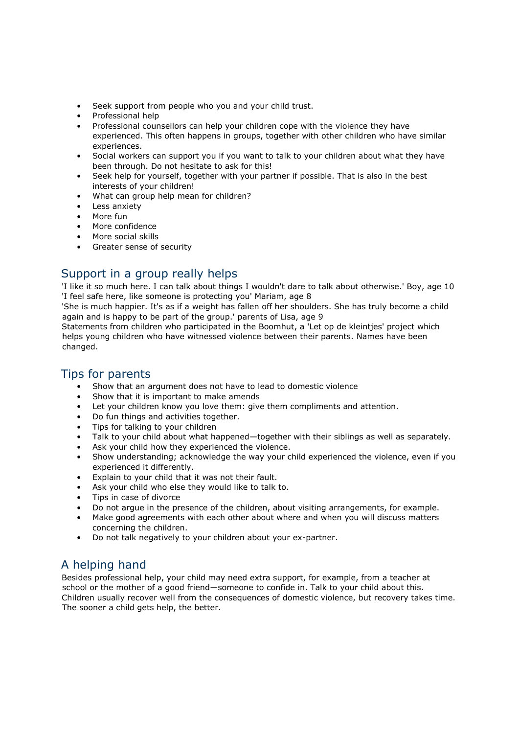- Seek support from people who you and your child trust.
- Professional help
- Professional counsellors can help your children cope with the violence they have experienced. This often happens in groups, together with other children who have similar experiences.
- Social workers can support you if you want to talk to your children about what they have been through. Do not hesitate to ask for this!
- Seek help for yourself, together with your partner if possible. That is also in the best interests of your children!
- What can group help mean for children?
- Less anxiety
- More fun
- More confidence
- More social skills
- Greater sense of security

## Support in a group really helps

'I like it so much here. I can talk about things I wouldn't dare to talk about otherwise.' Boy, age 10
'I feel safe here, like someone is protecting you' Mariam, age 8
'She is much happier. It's as if a weight has fallen off her shoulders. She has truly become a child again and is happy to be part of the group.' parents of Lisa, age 9
Statements from children who participated in the Boomhut, a 'Let op de kleintjes' project which helps young children who have witnessed violence between their parents. Names have been changed.

## Tips for parents

- Show that an argument does not have to lead to domestic violence
- Show that it is important to make amends
- Let your children know you love them: give them compliments and attention.
- Do fun things and activities together.
- Tips for talking to your children
- Talk to your child about what happened—together with their siblings as well as separately.
- Ask your child how they experienced the violence.
- Show understanding; acknowledge the way your child experienced the violence, even if you experienced it differently.
- Explain to your child that it was not their fault.
- Ask your child who else they would like to talk to.
- Tips in case of divorce
- Do not argue in the presence of the children, about visiting arrangements, for example.
- Make good agreements with each other about where and when you will discuss matters concerning the children.
- Do not talk negatively to your children about your ex-partner.

## A helping hand

Besides professional help, your child may need extra support, for example, from a teacher at school or the mother of a good friend—someone to confide in. Talk to your child about this. Children usually recover well from the consequences of domestic violence, but recovery takes time. The sooner a child gets help, the better.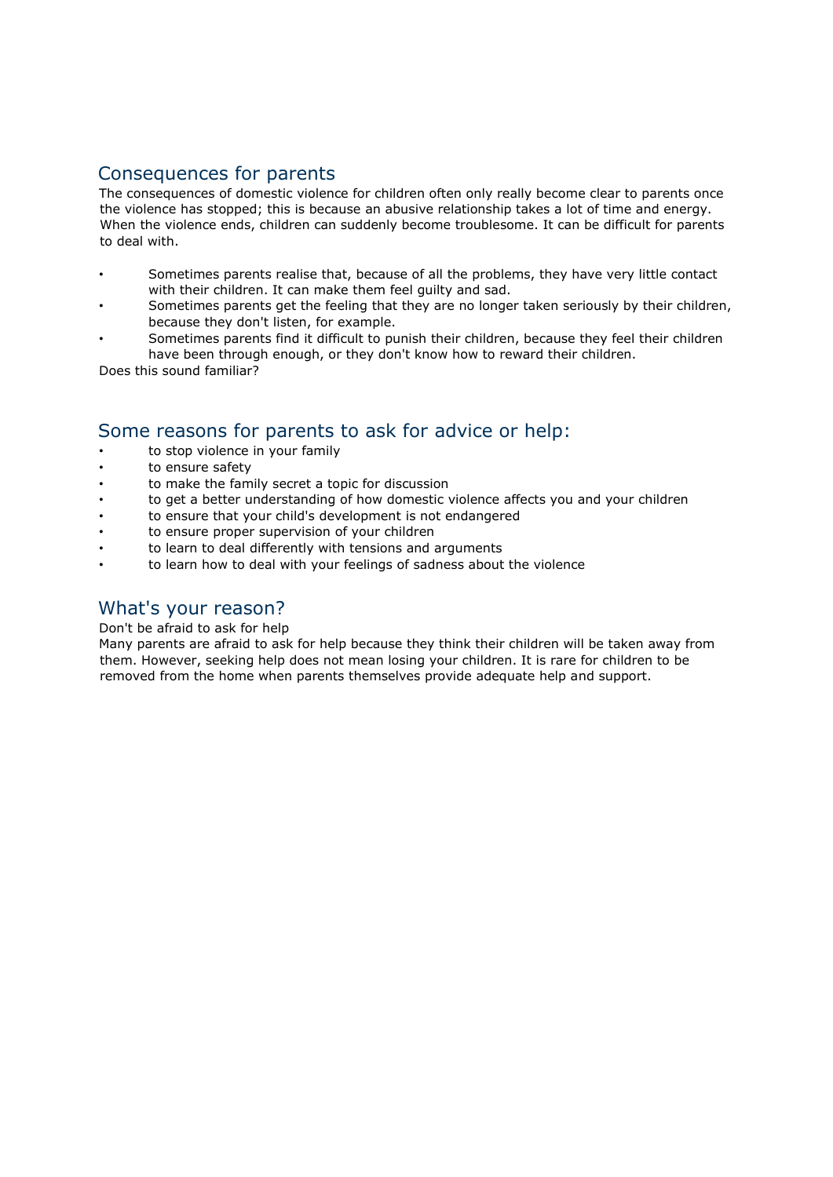## Consequences for parents

The consequences of domestic violence for children often only really become clear to parents once the violence has stopped; this is because an abusive relationship takes a lot of time and energy. When the violence ends, children can suddenly become troublesome. It can be difficult for parents to deal with.

- Sometimes parents realise that, because of all the problems, they have very little contact with their children. It can make them feel guilty and sad.
- Sometimes parents get the feeling that they are no longer taken seriously by their children, because they don't listen, for example.
- Sometimes parents find it difficult to punish their children, because they feel their children have been through enough, or they don't know how to reward their children.

Does this sound familiar?

## Some reasons for parents to ask for advice or help:

- to stop violence in your family
- to ensure safety
- to make the family secret a topic for discussion
- to get a better understanding of how domestic violence affects you and your children
- to ensure that your child's development is not endangered
- to ensure proper supervision of your children
- to learn to deal differently with tensions and arguments
- to learn how to deal with your feelings of sadness about the violence

## What's your reason?

Don't be afraid to ask for help

Many parents are afraid to ask for help because they think their children will be taken away from them. However, seeking help does not mean losing your children. It is rare for children to be removed from the home when parents themselves provide adequate help and support.